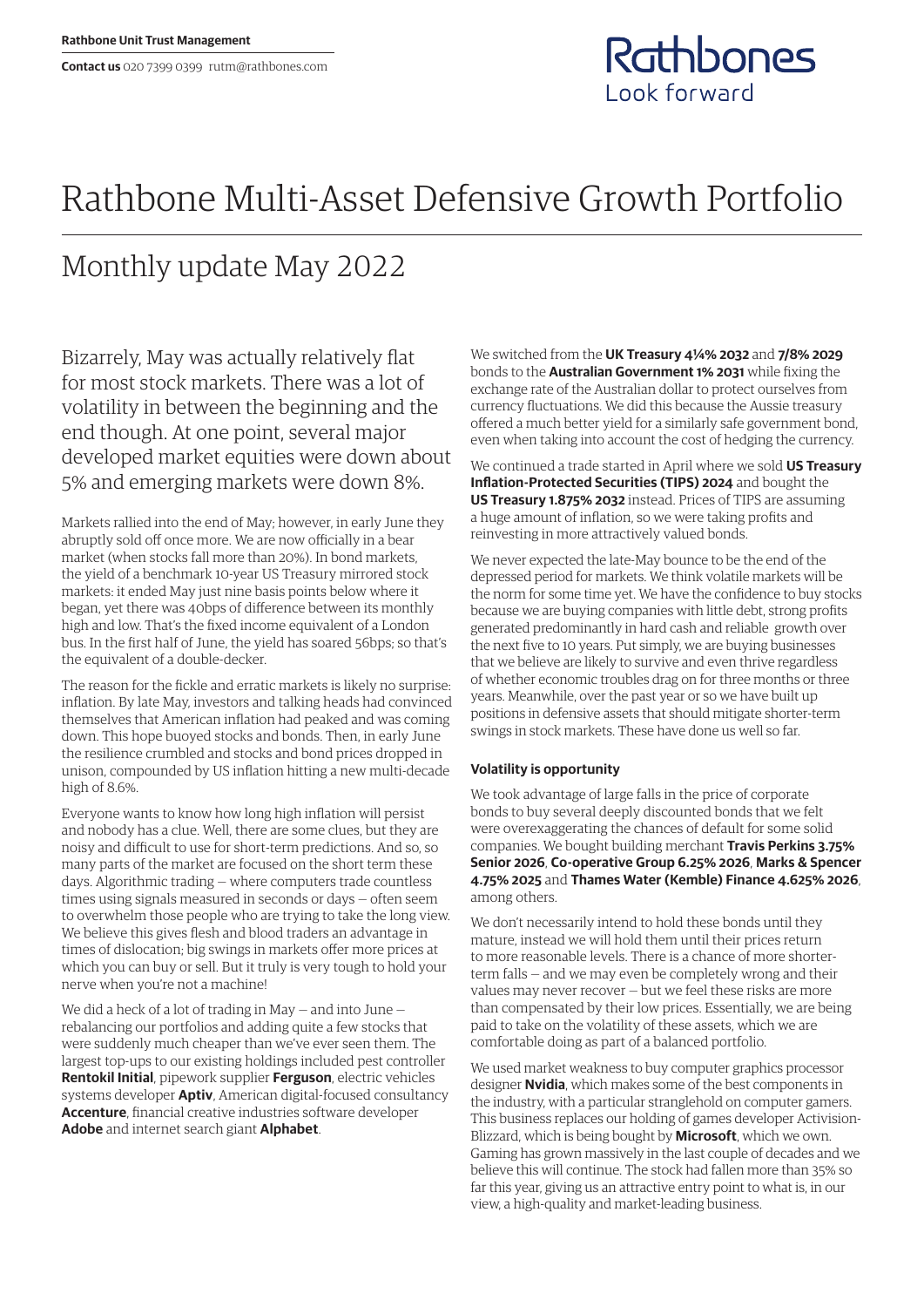**Rathbone Unit Trust Management**

**Contact us** 020 7399 0399 rutm@rathbones.com

Rathbones
Look forward

# Rathbone Multi-Asset Defensive Growth Portfolio

## Monthly update May 2022

Bizarrely, May was actually relatively flat for most stock markets. There was a lot of volatility in between the beginning and the end though. At one point, several major developed market equities were down about 5% and emerging markets were down 8%.

Markets rallied into the end of May; however, in early June they abruptly sold off once more. We are now officially in a bear market (when stocks fall more than 20%). In bond markets, the yield of a benchmark 10-year US Treasury mirrored stock markets: it ended May just nine basis points below where it began, yet there was 40bps of difference between its monthly high and low. That's the fixed income equivalent of a London bus. In the first half of June, the yield has soared 56bps; so that's the equivalent of a double-decker.

The reason for the fickle and erratic markets is likely no surprise: inflation. By late May, investors and talking heads had convinced themselves that American inflation had peaked and was coming down. This hope buoyed stocks and bonds. Then, in early June the resilience crumbled and stocks and bond prices dropped in unison, compounded by US inflation hitting a new multi-decade high of 8.6%.

Everyone wants to know how long high inflation will persist and nobody has a clue. Well, there are some clues, but they are noisy and difficult to use for short-term predictions. And so, so many parts of the market are focused on the short term these days. Algorithmic trading — where computers trade countless times using signals measured in seconds or days — often seem to overwhelm those people who are trying to take the long view. We believe this gives flesh and blood traders an advantage in times of dislocation; big swings in markets offer more prices at which you can buy or sell. But it truly is very tough to hold your nerve when you're not a machine!

We did a heck of a lot of trading in May — and into June — rebalancing our portfolios and adding quite a few stocks that were suddenly much cheaper than we've ever seen them. The largest top-ups to our existing holdings included pest controller **Rentokil Initial**, pipework supplier **Ferguson**, electric vehicles systems developer **Aptiv**, American digital-focused consultancy **Accenture**, financial creative industries software developer **Adobe** and internet search giant **Alphabet**.

We switched from the **UK Treasury 4¼% 2032** and **7/8% 2029** bonds to the **Australian Government 1% 2031** while fixing the exchange rate of the Australian dollar to protect ourselves from currency fluctuations. We did this because the Aussie treasury offered a much better yield for a similarly safe government bond, even when taking into account the cost of hedging the currency.

We continued a trade started in April where we sold **US Treasury Inflation-Protected Securities (TIPS) 2024** and bought the **US Treasury 1.875% 2032** instead. Prices of TIPS are assuming a huge amount of inflation, so we were taking profits and reinvesting in more attractively valued bonds.

We never expected the late-May bounce to be the end of the depressed period for markets. We think volatile markets will be the norm for some time yet. We have the confidence to buy stocks because we are buying companies with little debt, strong profits generated predominantly in hard cash and reliable growth over the next five to 10 years. Put simply, we are buying businesses that we believe are likely to survive and even thrive regardless of whether economic troubles drag on for three months or three years. Meanwhile, over the past year or so we have built up positions in defensive assets that should mitigate shorter-term swings in stock markets. These have done us well so far.

#### Volatility is opportunity

We took advantage of large falls in the price of corporate bonds to buy several deeply discounted bonds that we felt were overexaggerating the chances of default for some solid companies. We bought building merchant **Travis Perkins 3.75% Senior 2026**, **Co-operative Group 6.25% 2026**, **Marks & Spencer 4.75% 2025** and **Thames Water (Kemble) Finance 4.625% 2026**, among others.

We don't necessarily intend to hold these bonds until they mature, instead we will hold them until their prices return to more reasonable levels. There is a chance of more shorter-term falls — and we may even be completely wrong and their values may never recover — but we feel these risks are more than compensated by their low prices. Essentially, we are being paid to take on the volatility of these assets, which we are comfortable doing as part of a balanced portfolio.

We used market weakness to buy computer graphics processor designer **Nvidia**, which makes some of the best components in the industry, with a particular stranglehold on computer gamers. This business replaces our holding of games developer Activision-Blizzard, which is being bought by **Microsoft**, which we own. Gaming has grown massively in the last couple of decades and we believe this will continue. The stock had fallen more than 35% so far this year, giving us an attractive entry point to what is, in our view, a high-quality and market-leading business.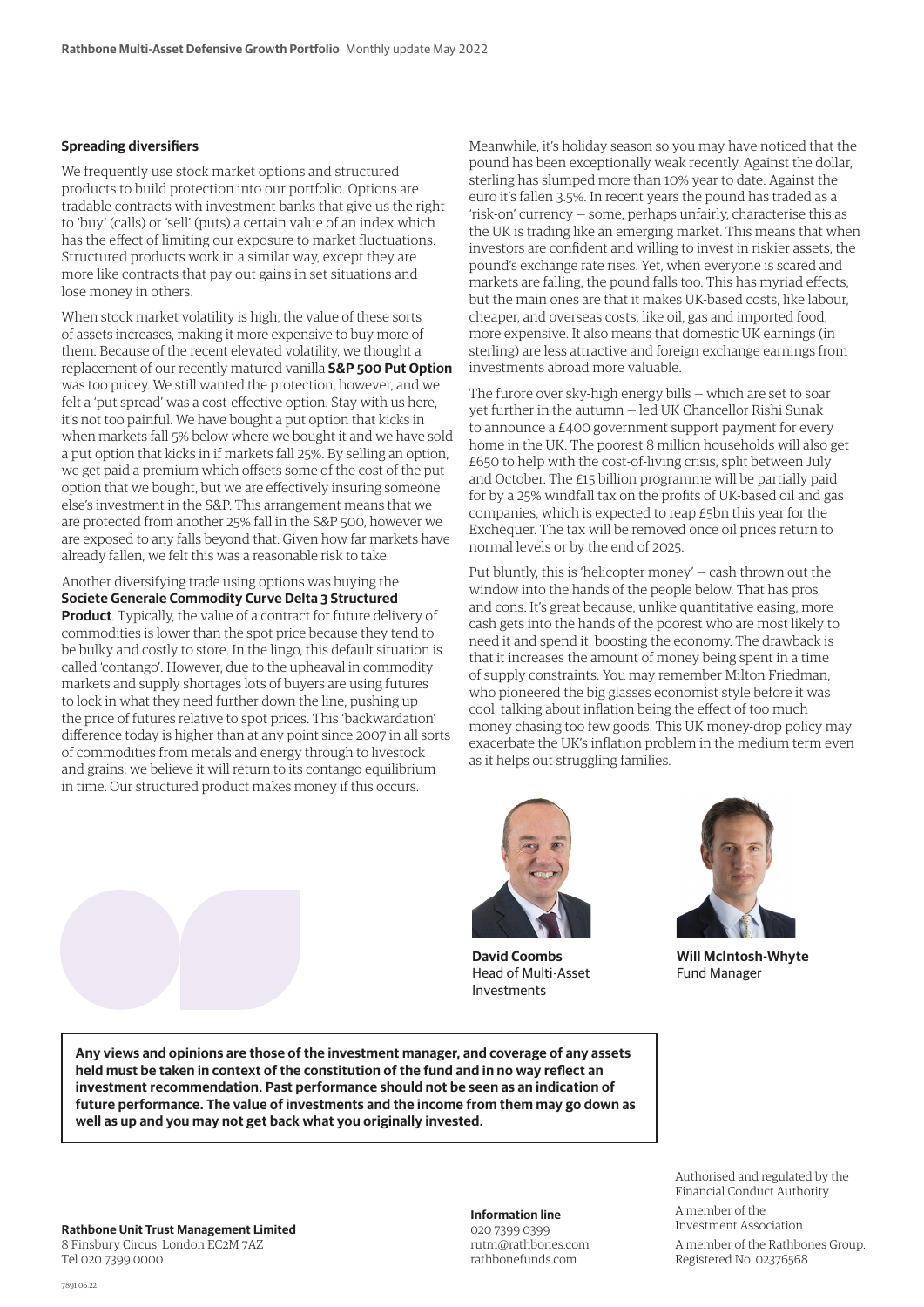### Spreading diversifiers

We frequently use stock market options and structured products to build protection into our portfolio. Options are tradable contracts with investment banks that give us the right to 'buy' (calls) or 'sell' (puts) a certain value of an index which has the effect of limiting our exposure to market fluctuations. Structured products work in a similar way, except they are more like contracts that pay out gains in set situations and lose money in others.

When stock market volatility is high, the value of these sorts of assets increases, making it more expensive to buy more of them. Because of the recent elevated volatility, we thought a replacement of our recently matured vanilla **S&P 500 Put Option** was too pricey. We still wanted the protection, however, and we felt a 'put spread' was a cost-effective option. Stay with us here, it's not too painful. We have bought a put option that kicks in when markets fall 5% below where we bought it and we have sold a put option that kicks in if markets fall 25%. By selling an option, we get paid a premium which offsets some of the cost of the put option that we bought, but we are effectively insuring someone else's investment in the S&P. This arrangement means that we are protected from another 25% fall in the S&P 500, however we are exposed to any falls beyond that. Given how far markets have already fallen, we felt this was a reasonable risk to take.

Another diversifying trade using options was buying the **Societe Generale Commodity Curve Delta 3 Structured Product**. Typically, the value of a contract for future delivery of commodities is lower than the spot price because they tend to be bulky and costly to store. In the lingo, this default situation is called 'contango'. However, due to the upheaval in commodity markets and supply shortages lots of buyers are using futures to lock in what they need further down the line, pushing up the price of futures relative to spot prices. This 'backwardation' difference today is higher than at any point since 2007 in all sorts of commodities from metals and energy through to livestock and grains; we believe it will return to its contango equilibrium in time. Our structured product makes money if this occurs.

Meanwhile, it's holiday season so you may have noticed that the pound has been exceptionally weak recently. Against the dollar, sterling has slumped more than 10% year to date. Against the euro it's fallen 3.5%. In recent years the pound has traded as a 'risk-on' currency — some, perhaps unfairly, characterise this as the UK is trading like an emerging market. This means that when investors are confident and willing to invest in riskier assets, the pound's exchange rate rises. Yet, when everyone is scared and markets are falling, the pound falls too. This has myriad effects, but the main ones are that it makes UK-based costs, like labour, cheaper, and overseas costs, like oil, gas and imported food, more expensive. It also means that domestic UK earnings (in sterling) are less attractive and foreign exchange earnings from investments abroad more valuable.

The furore over sky-high energy bills — which are set to soar yet further in the autumn — led UK Chancellor Rishi Sunak to announce a £400 government support payment for every home in the UK. The poorest 8 million households will also get £650 to help with the cost-of-living crisis, split between July and October. The £15 billion programme will be partially paid for by a 25% windfall tax on the profits of UK-based oil and gas companies, which is expected to reap £5bn this year for the Exchequer. The tax will be removed once oil prices return to normal levels or by the end of 2025.

Put bluntly, this is 'helicopter money' — cash thrown out the window into the hands of the people below. That has pros and cons. It's great because, unlike quantitative easing, more cash gets into the hands of the poorest who are most likely to need it and spend it, boosting the economy. The drawback is that it increases the amount of money being spent in a time of supply constraints. You may remember Milton Friedman, who pioneered the big glasses economist style before it was cool, talking about inflation being the effect of too much money chasing too few goods. This UK money-drop policy may exacerbate the UK's inflation problem in the medium term even as it helps out struggling families.

**David Coombs**
Head of Multi-Asset Investments

**Will McIntosh-Whyte**
Fund Manager

**Any views and opinions are those of the investment manager, and coverage of any assets held must be taken in context of the constitution of the fund and in no way reflect an investment recommendation. Past performance should not be seen as an indication of future performance. The value of investments and the income from them may go down as well as up and you may not get back what you originally invested.**

**Rathbone Unit Trust Management Limited**
8 Finsbury Circus, London EC2M 7AZ
Tel 020 7399 0000

**Information line**
020 7399 0399
rutm@rathbones.com
rathbonefunds.com

Authorised and regulated by the Financial Conduct Authority

A member of the Investment Association

A member of the Rathbones Group. Registered No. 02376568

7891.06.22